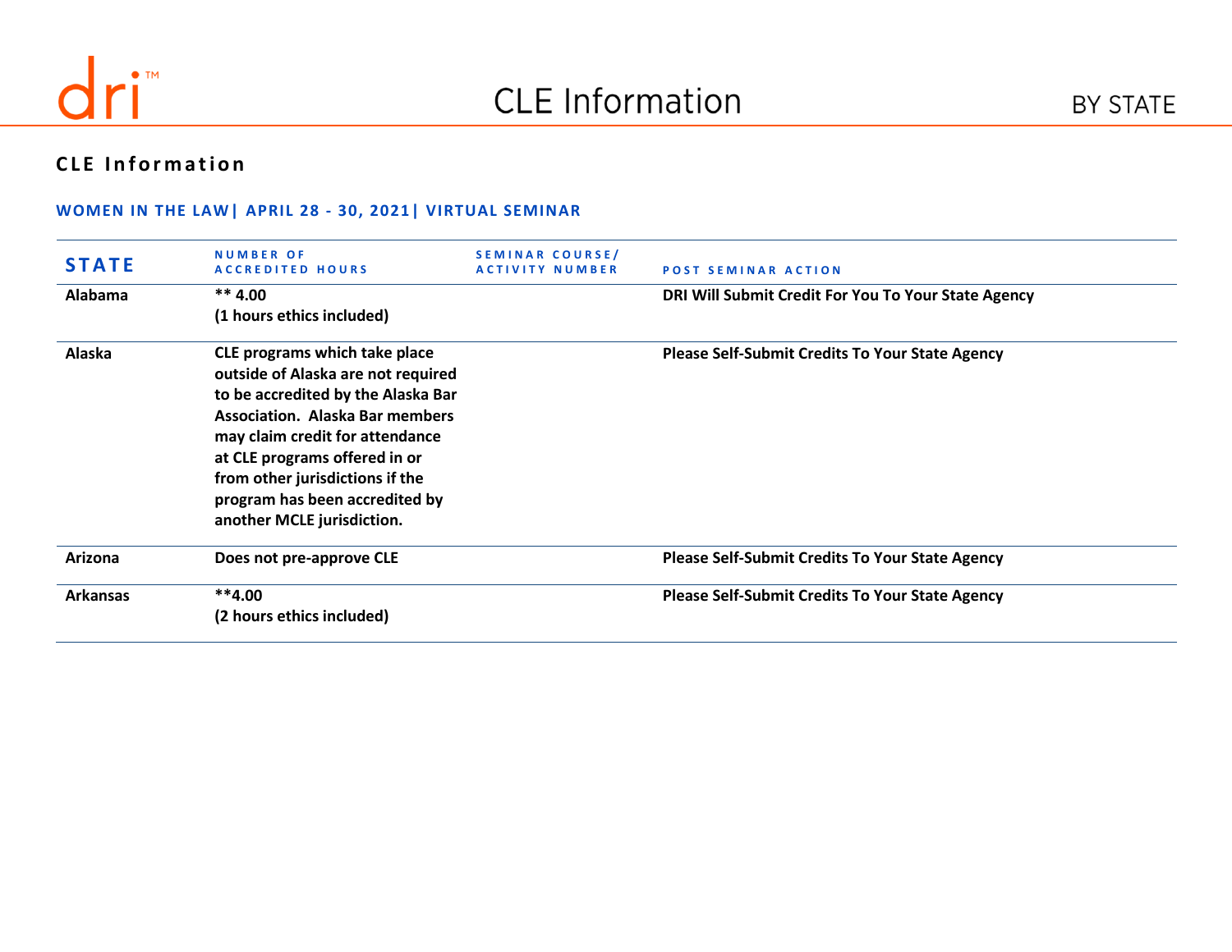# CLE Information

BY STATE

## CLE Information

### WOMEN IN THE LAW| APRIL 28 - 30, 2021| VIRTUAL SEMINAR

| STATE | NUMBER OF ACCREDITED HOURS | SEMINAR COURSE/ ACTIVITY NUMBER | POST SEMINAR ACTION |
|---|---|---|---|
| Alabama | ** 4.00<br>(1 hours ethics included) | | DRI Will Submit Credit For You To Your State Agency |
| Alaska | CLE programs which take place outside of Alaska are not required to be accredited by the Alaska Bar Association. Alaska Bar members may claim credit for attendance at CLE programs offered in or from other jurisdictions if the program has been accredited by another MCLE jurisdiction. | | Please Self-Submit Credits To Your State Agency |
| Arizona | Does not pre-approve CLE | | Please Self-Submit Credits To Your State Agency |
| Arkansas | **4.00<br>(2 hours ethics included) | | Please Self-Submit Credits To Your State Agency |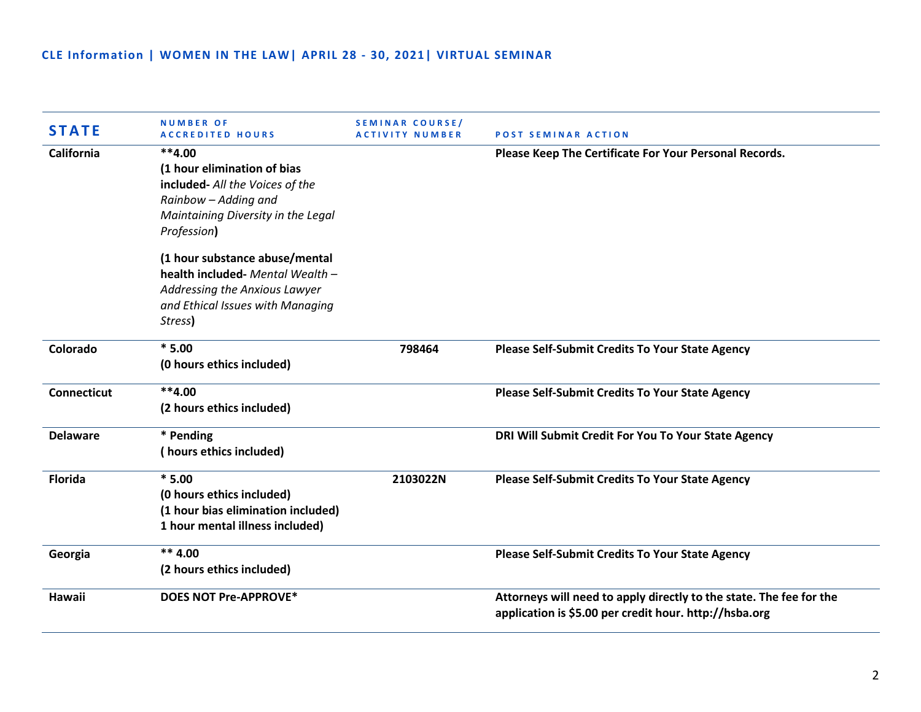**CLE Information | WOMEN IN THE LAW| APRIL 28 - 30, 2021| VIRTUAL SEMINAR**

| STATE | NUMBER OF ACCREDITED HOURS | SEMINAR COURSE/ ACTIVITY NUMBER | POST SEMINAR ACTION |
|---|---|---|---|
| **California** | **\*\*4.00**<br>**(1 hour elimination of bias included-** *All the Voices of the Rainbow – Adding and Maintaining Diversity in the Legal Profession***)**<br><br>**(1 hour substance abuse/mental health included-** *Mental Wealth – Addressing the Anxious Lawyer and Ethical Issues with Managing Stress***)** | | **Please Keep The Certificate For Your Personal Records.** |
| **Colorado** | **\* 5.00**<br>**(0 hours ethics included)** | **798464** | **Please Self-Submit Credits To Your State Agency** |
| **Connecticut** | **\*\*4.00**<br>**(2 hours ethics included)** | | **Please Self-Submit Credits To Your State Agency** |
| **Delaware** | **\* Pending**<br>**( hours ethics included)** | | **DRI Will Submit Credit For You To Your State Agency** |
| **Florida** | **\* 5.00**<br>**(0 hours ethics included)**<br>**(1 hour bias elimination included)**<br>**1 hour mental illness included)** | **2103022N** | **Please Self-Submit Credits To Your State Agency** |
| **Georgia** | **\*\* 4.00**<br>**(2 hours ethics included)** | | **Please Self-Submit Credits To Your State Agency** |
| **Hawaii** | **DOES NOT Pre-APPROVE\*** | | **Attorneys will need to apply directly to the state. The fee for the application is $5.00 per credit hour. http://hsba.org** |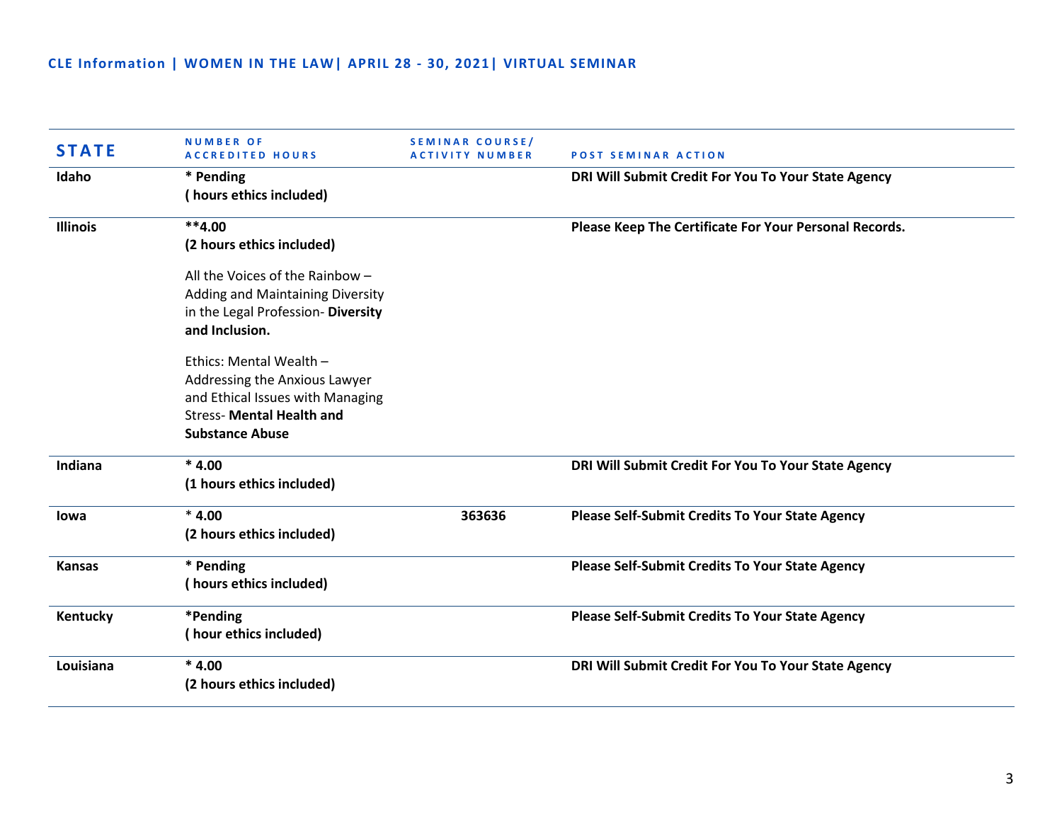**CLE Information | WOMEN IN THE LAW| APRIL 28 - 30, 2021| VIRTUAL SEMINAR**

| STATE | NUMBER OF ACCREDITED HOURS | SEMINAR COURSE/ ACTIVITY NUMBER | POST SEMINAR ACTION |
|---|---|---|---|
| **Idaho** | **\* Pending**<br>**( hours ethics included)** | | **DRI Will Submit Credit For You To Your State Agency** |
| **Illinois** | **\*\*4.00**<br>**(2 hours ethics included)**<br><br>All the Voices of the Rainbow – Adding and Maintaining Diversity in the Legal Profession- **Diversity and Inclusion.**<br><br>Ethics: Mental Wealth – Addressing the Anxious Lawyer and Ethical Issues with Managing Stress- **Mental Health and Substance Abuse** | | **Please Keep The Certificate For Your Personal Records.** |
| **Indiana** | **\* 4.00**<br>**(1 hours ethics included)** | | **DRI Will Submit Credit For You To Your State Agency** |
| **Iowa** | **\* 4.00**<br>**(2 hours ethics included)** | **363636** | **Please Self-Submit Credits To Your State Agency** |
| **Kansas** | **\* Pending**<br>**( hours ethics included)** | | **Please Self-Submit Credits To Your State Agency** |
| **Kentucky** | **\*Pending**<br>**( hour ethics included)** | | **Please Self-Submit Credits To Your State Agency** |
| **Louisiana** | **\* 4.00**<br>**(2 hours ethics included)** | | **DRI Will Submit Credit For You To Your State Agency** |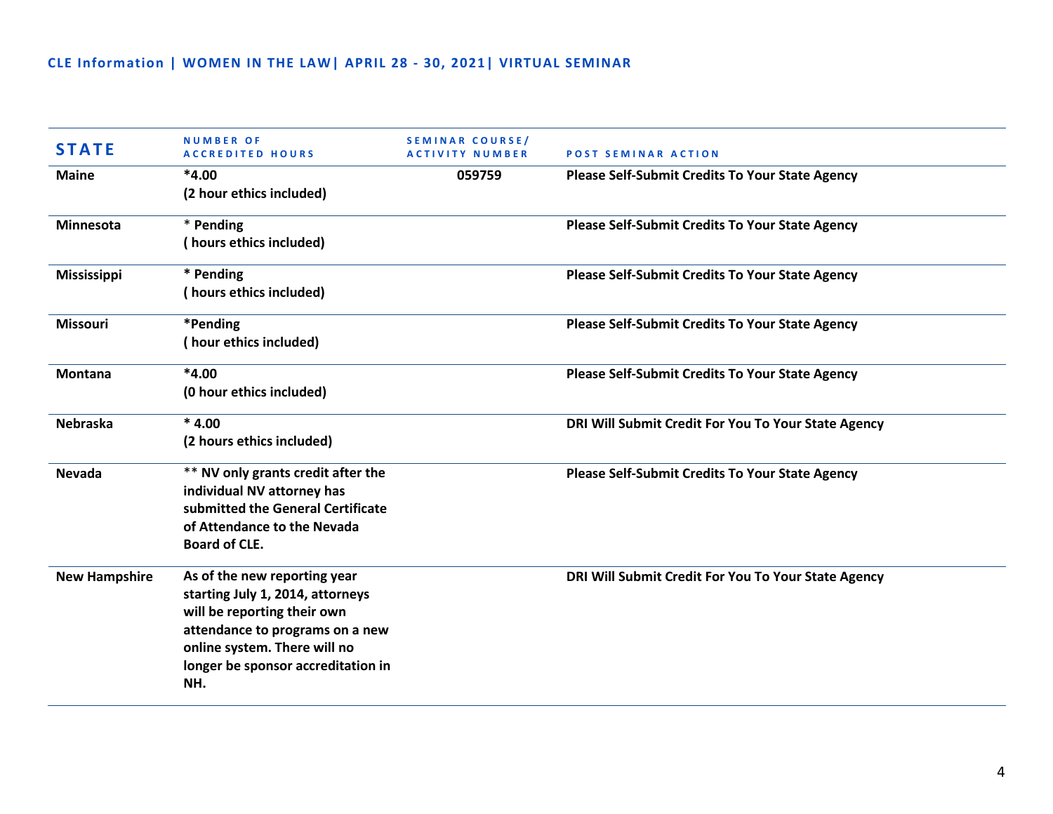**CLE Information | WOMEN IN THE LAW| APRIL 28 - 30, 2021| VIRTUAL SEMINAR**

| STATE | NUMBER OF ACCREDITED HOURS | SEMINAR COURSE/ ACTIVITY NUMBER | POST SEMINAR ACTION |
|---|---|---|---|
| **Maine** | **\*4.00 (2 hour ethics included)** | **059759** | **Please Self-Submit Credits To Your State Agency** |
| **Minnesota** | **\* Pending ( hours ethics included)** | | **Please Self-Submit Credits To Your State Agency** |
| **Mississippi** | **\* Pending ( hours ethics included)** | | **Please Self-Submit Credits To Your State Agency** |
| **Missouri** | **\*Pending ( hour ethics included)** | | **Please Self-Submit Credits To Your State Agency** |
| **Montana** | **\*4.00 (0 hour ethics included)** | | **Please Self-Submit Credits To Your State Agency** |
| **Nebraska** | **\* 4.00 (2 hours ethics included)** | | **DRI Will Submit Credit For You To Your State Agency** |
| **Nevada** | **\*\* NV only grants credit after the individual NV attorney has submitted the General Certificate of Attendance to the Nevada Board of CLE.** | | **Please Self-Submit Credits To Your State Agency** |
| **New Hampshire** | **As of the new reporting year starting July 1, 2014, attorneys will be reporting their own attendance to programs on a new online system. There will no longer be sponsor accreditation in NH.** | | **DRI Will Submit Credit For You To Your State Agency** |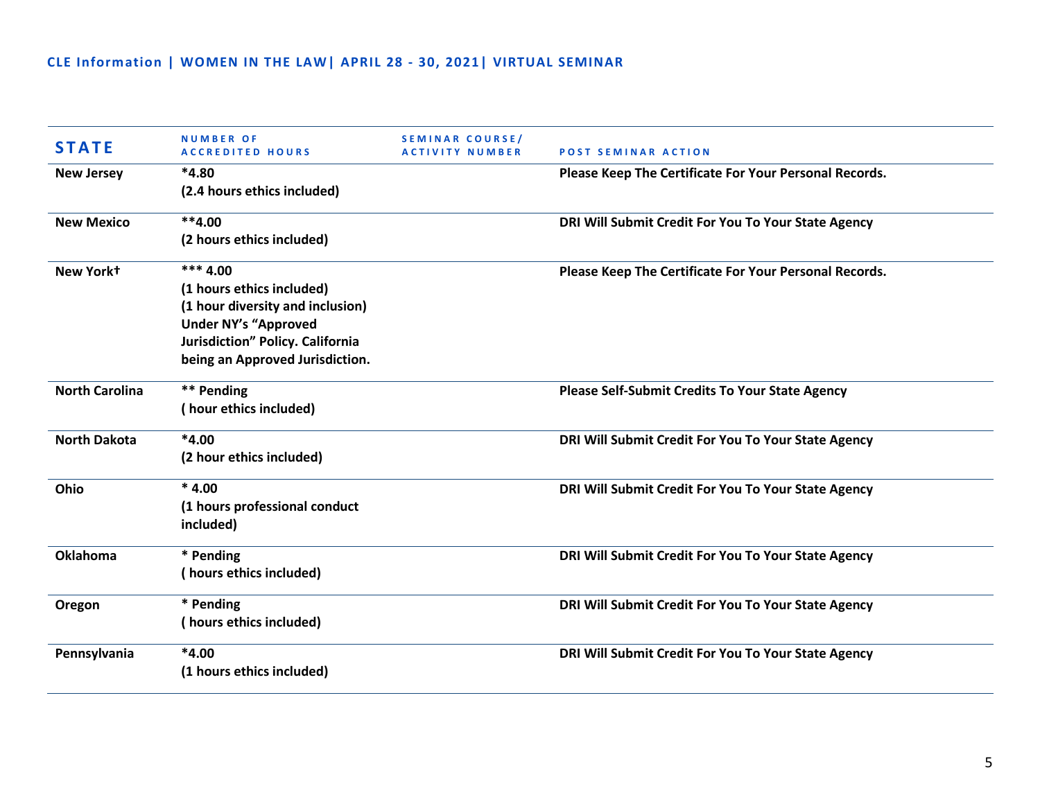**CLE Information | WOMEN IN THE LAW| APRIL 28 - 30, 2021| VIRTUAL SEMINAR**

| STATE | NUMBER OF ACCREDITED HOURS | SEMINAR COURSE/ ACTIVITY NUMBER | POST SEMINAR ACTION |
|---|---|---|---|
| New Jersey | *4.80<br>(2.4 hours ethics included) | | Please Keep The Certificate For Your Personal Records. |
| New Mexico | **4.00<br>(2 hours ethics included) | | DRI Will Submit Credit For You To Your State Agency |
| New York† | *** 4.00<br>(1 hours ethics included)<br>(1 hour diversity and inclusion)<br>Under NY's "Approved Jurisdiction" Policy. California being an Approved Jurisdiction. | | Please Keep The Certificate For Your Personal Records. |
| North Carolina | ** Pending<br>( hour ethics included) | | Please Self-Submit Credits To Your State Agency |
| North Dakota | *4.00<br>(2 hour ethics included) | | DRI Will Submit Credit For You To Your State Agency |
| Ohio | * 4.00<br>(1 hours professional conduct included) | | DRI Will Submit Credit For You To Your State Agency |
| Oklahoma | * Pending<br>( hours ethics included) | | DRI Will Submit Credit For You To Your State Agency |
| Oregon | * Pending<br>( hours ethics included) | | DRI Will Submit Credit For You To Your State Agency |
| Pennsylvania | *4.00<br>(1 hours ethics included) | | DRI Will Submit Credit For You To Your State Agency |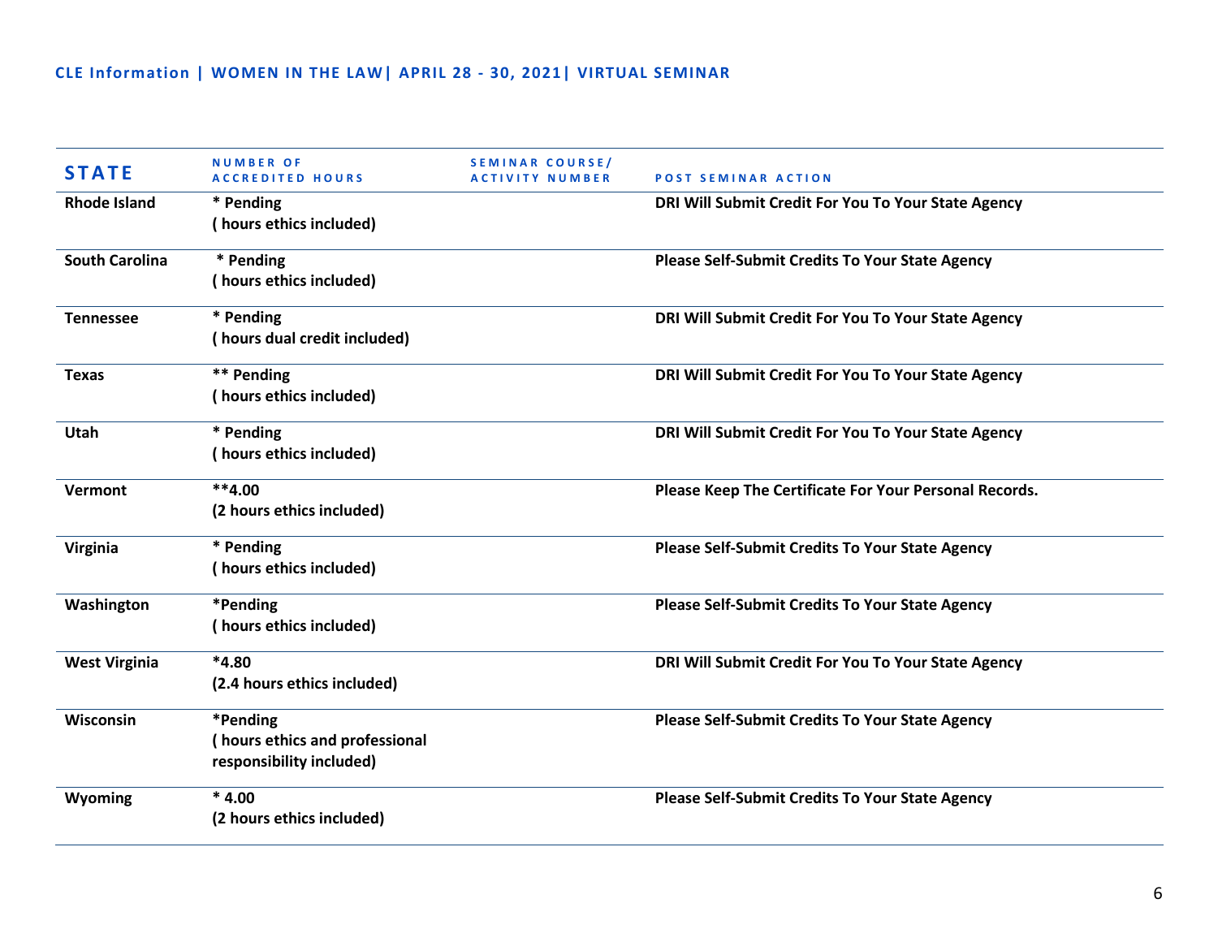**CLE Information | WOMEN IN THE LAW| APRIL 28 - 30, 2021| VIRTUAL SEMINAR**

| STATE | NUMBER OF ACCREDITED HOURS | SEMINAR COURSE/ ACTIVITY NUMBER | POST SEMINAR ACTION |
|---|---|---|---|
| Rhode Island | * Pending<br>( hours ethics included) | | DRI Will Submit Credit For You To Your State Agency |
| South Carolina | * Pending<br>( hours ethics included) | | Please Self-Submit Credits To Your State Agency |
| Tennessee | * Pending<br>( hours dual credit included) | | DRI Will Submit Credit For You To Your State Agency |
| Texas | ** Pending<br>( hours ethics included) | | DRI Will Submit Credit For You To Your State Agency |
| Utah | * Pending<br>( hours ethics included) | | DRI Will Submit Credit For You To Your State Agency |
| Vermont | **4.00<br>(2 hours ethics included) | | Please Keep The Certificate For Your Personal Records. |
| Virginia | * Pending<br>( hours ethics included) | | Please Self-Submit Credits To Your State Agency |
| Washington | *Pending<br>( hours ethics included) | | Please Self-Submit Credits To Your State Agency |
| West Virginia | *4.80<br>(2.4 hours ethics included) | | DRI Will Submit Credit For You To Your State Agency |
| Wisconsin | *Pending<br>( hours ethics and professional responsibility included) | | Please Self-Submit Credits To Your State Agency |
| Wyoming | * 4.00<br>(2 hours ethics included) | | Please Self-Submit Credits To Your State Agency |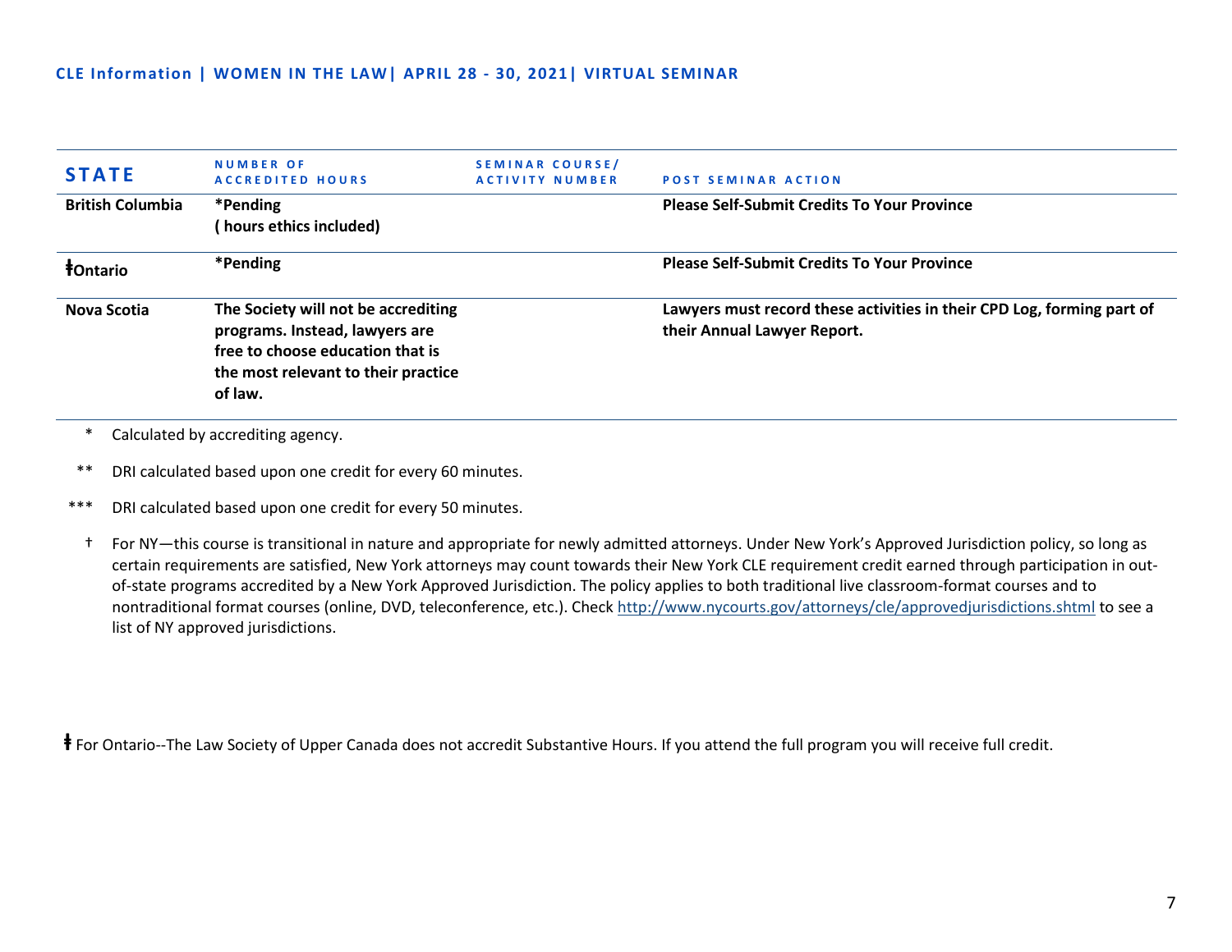**CLE Information | WOMEN IN THE LAW| APRIL 28 - 30, 2021| VIRTUAL SEMINAR**

| STATE | NUMBER OF ACCREDITED HOURS | SEMINAR COURSE/ ACTIVITY NUMBER | POST SEMINAR ACTION |
|---|---|---|---|
| **British Columbia** | **\*Pending ( hours ethics included)** | | **Please Self-Submit Credits To Your Province** |
| **ǂOntario** | **\*Pending** | | **Please Self-Submit Credits To Your Province** |
| **Nova Scotia** | **The Society will not be accrediting programs. Instead, lawyers are free to choose education that is the most relevant to their practice of law.** | | **Lawyers must record these activities in their CPD Log, forming part of their Annual Lawyer Report.** |

\* Calculated by accrediting agency.

\*\* DRI calculated based upon one credit for every 60 minutes.

\*\*\* DRI calculated based upon one credit for every 50 minutes.

† For NY—this course is transitional in nature and appropriate for newly admitted attorneys. Under New York's Approved Jurisdiction policy, so long as certain requirements are satisfied, New York attorneys may count towards their New York CLE requirement credit earned through participation in out-of-state programs accredited by a New York Approved Jurisdiction. The policy applies to both traditional live classroom-format courses and to nontraditional format courses (online, DVD, teleconference, etc.). Check http://www.nycourts.gov/attorneys/cle/approvedjurisdictions.shtml to see a list of NY approved jurisdictions.

ǂ For Ontario--The Law Society of Upper Canada does not accredit Substantive Hours. If you attend the full program you will receive full credit.